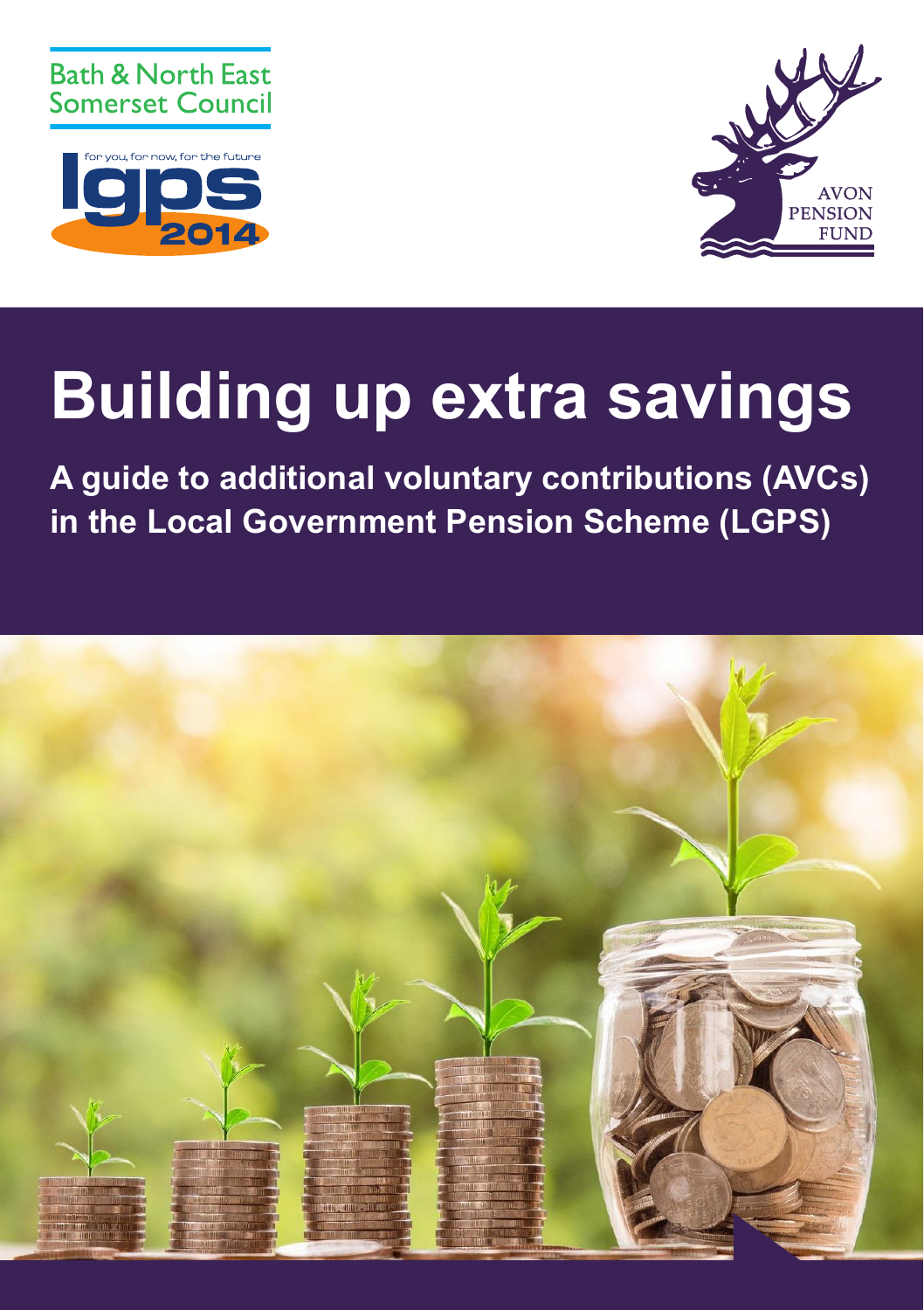Bath & North East Somerset Council

for you, for now, for the future

lgps 2014

AVON PENSION FUND

# Building up extra savings

**A guide to additional voluntary contributions (AVCs) in the Local Government Pension Scheme (LGPS)**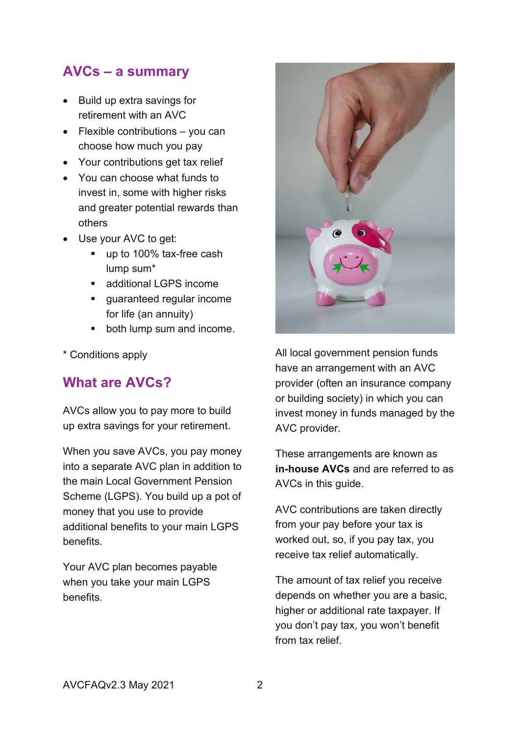## AVCs – a summary

- Build up extra savings for retirement with an AVC
- Flexible contributions – you can choose how much you pay
- Your contributions get tax relief
- You can choose what funds to invest in, some with higher risks and greater potential rewards than others
- Use your AVC to get:
  - up to 100% tax-free cash lump sum*
  - additional LGPS income
  - guaranteed regular income for life (an annuity)
  - both lump sum and income.

* Conditions apply

## What are AVCs?

AVCs allow you to pay more to build up extra savings for your retirement.

When you save AVCs, you pay money into a separate AVC plan in addition to the main Local Government Pension Scheme (LGPS). You build up a pot of money that you use to provide additional benefits to your main LGPS benefits.

Your AVC plan becomes payable when you take your main LGPS benefits.

All local government pension funds have an arrangement with an AVC provider (often an insurance company or building society) in which you can invest money in funds managed by the AVC provider.

These arrangements are known as **in-house AVCs** and are referred to as AVCs in this guide.

AVC contributions are taken directly from your pay before your tax is worked out, so, if you pay tax, you receive tax relief automatically.

The amount of tax relief you receive depends on whether you are a basic, higher or additional rate taxpayer. If you don't pay tax, you won't benefit from tax relief.

AVCFAQv2.3 May 2021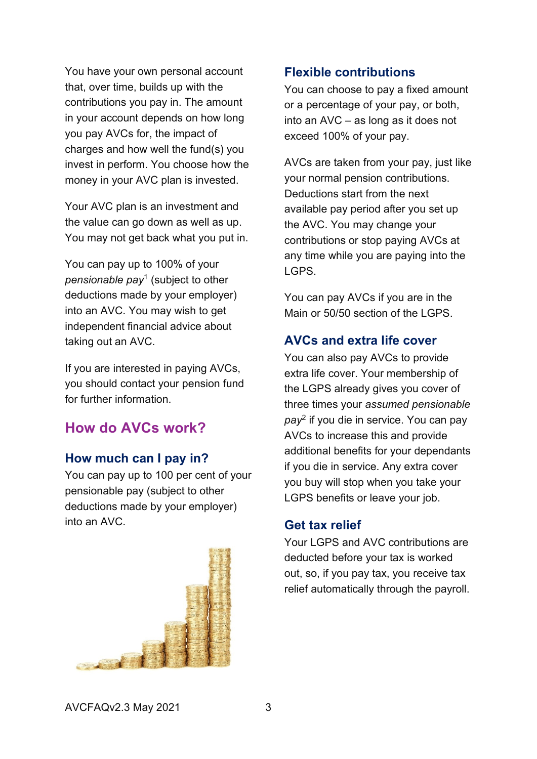You have your own personal account that, over time, builds up with the contributions you pay in. The amount in your account depends on how long you pay AVCs for, the impact of charges and how well the fund(s) you invest in perform. You choose how the money in your AVC plan is invested.

Your AVC plan is an investment and the value can go down as well as up. You may not get back what you put in.

You can pay up to 100% of your *pensionable pay*[1] (subject to other deductions made by your employer) into an AVC. You may wish to get independent financial advice about taking out an AVC.

If you are interested in paying AVCs, you should contact your pension fund for further information.

## How do AVCs work?

### How much can I pay in?

You can pay up to 100 per cent of your pensionable pay (subject to other deductions made by your employer) into an AVC.

### Flexible contributions

You can choose to pay a fixed amount or a percentage of your pay, or both, into an AVC – as long as it does not exceed 100% of your pay.

AVCs are taken from your pay, just like your normal pension contributions. Deductions start from the next available pay period after you set up the AVC. You may change your contributions or stop paying AVCs at any time while you are paying into the LGPS.

You can pay AVCs if you are in the Main or 50/50 section of the LGPS.

### AVCs and extra life cover

You can also pay AVCs to provide extra life cover. Your membership of the LGPS already gives you cover of three times your *assumed pensionable pay*[2] if you die in service. You can pay AVCs to increase this and provide additional benefits for your dependants if you die in service. Any extra cover you buy will stop when you take your LGPS benefits or leave your job.

### Get tax relief

Your LGPS and AVC contributions are deducted before your tax is worked out, so, if you pay tax, you receive tax relief automatically through the payroll.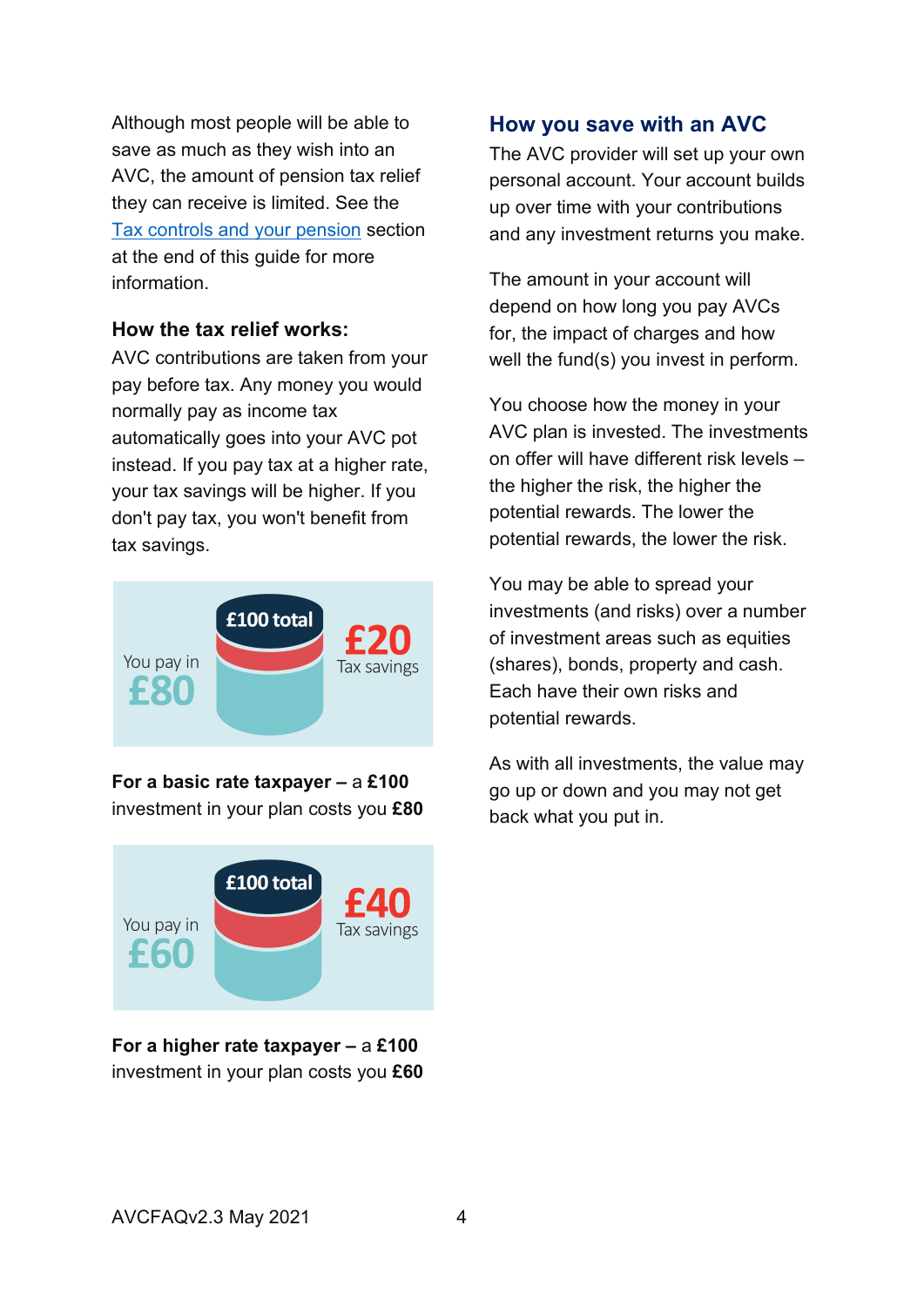Although most people will be able to save as much as they wish into an AVC, the amount of pension tax relief they can receive is limited. See the Tax controls and your pension section at the end of this guide for more information.

**How the tax relief works:**

AVC contributions are taken from your pay before tax. Any money you would normally pay as income tax automatically goes into your AVC pot instead. If you pay tax at a higher rate, your tax savings will be higher. If you don't pay tax, you won't benefit from tax savings.

You pay in £80 | £100 total | £20 Tax savings

**For a basic rate taxpayer** – a **£100** investment in your plan costs you **£80**

You pay in £60 | £100 total | £40 Tax savings

**For a higher rate taxpayer** – a **£100** investment in your plan costs you **£60**

## How you save with an AVC

The AVC provider will set up your own personal account. Your account builds up over time with your contributions and any investment returns you make.

The amount in your account will depend on how long you pay AVCs for, the impact of charges and how well the fund(s) you invest in perform.

You choose how the money in your AVC plan is invested. The investments on offer will have different risk levels – the higher the risk, the higher the potential rewards. The lower the potential rewards, the lower the risk.

You may be able to spread your investments (and risks) over a number of investment areas such as equities (shares), bonds, property and cash. Each have their own risks and potential rewards.

As with all investments, the value may go up or down and you may not get back what you put in.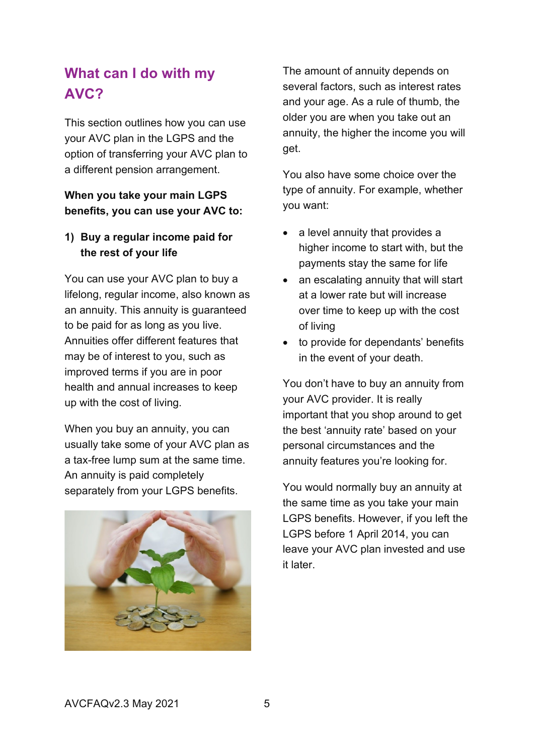## What can I do with my AVC?

This section outlines how you can use your AVC plan in the LGPS and the option of transferring your AVC plan to a different pension arrangement.

**When you take your main LGPS benefits, you can use your AVC to:**

### 1) Buy a regular income paid for the rest of your life

You can use your AVC plan to buy a lifelong, regular income, also known as an annuity. This annuity is guaranteed to be paid for as long as you live. Annuities offer different features that may be of interest to you, such as improved terms if you are in poor health and annual increases to keep up with the cost of living.

When you buy an annuity, you can usually take some of your AVC plan as a tax-free lump sum at the same time. An annuity is paid completely separately from your LGPS benefits.

The amount of annuity depends on several factors, such as interest rates and your age. As a rule of thumb, the older you are when you take out an annuity, the higher the income you will get.

You also have some choice over the type of annuity. For example, whether you want:

- a level annuity that provides a higher income to start with, but the payments stay the same for life
- an escalating annuity that will start at a lower rate but will increase over time to keep up with the cost of living
- to provide for dependants' benefits in the event of your death.

You don't have to buy an annuity from your AVC provider. It is really important that you shop around to get the best 'annuity rate' based on your personal circumstances and the annuity features you're looking for.

You would normally buy an annuity at the same time as you take your main LGPS benefits. However, if you left the LGPS before 1 April 2014, you can leave your AVC plan invested and use it later.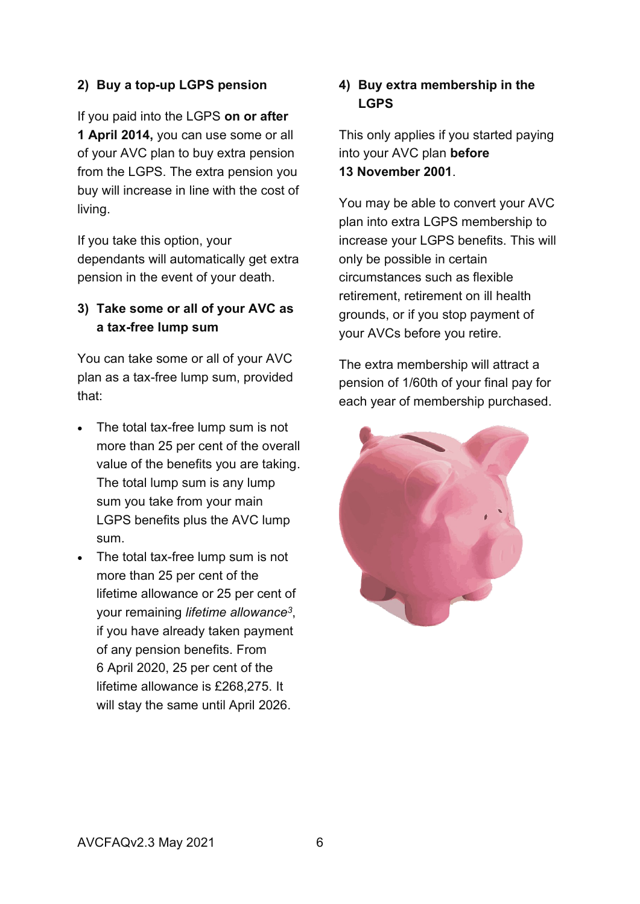## 2) Buy a top-up LGPS pension

If you paid into the LGPS **on or after 1 April 2014,** you can use some or all of your AVC plan to buy extra pension from the LGPS. The extra pension you buy will increase in line with the cost of living.

If you take this option, your dependants will automatically get extra pension in the event of your death.

## 3) Take some or all of your AVC as a tax-free lump sum

You can take some or all of your AVC plan as a tax-free lump sum, provided that:

- The total tax-free lump sum is not more than 25 per cent of the overall value of the benefits you are taking. The total lump sum is any lump sum you take from your main LGPS benefits plus the AVC lump sum.
- The total tax-free lump sum is not more than 25 per cent of the lifetime allowance or 25 per cent of your remaining *lifetime allowance*[3], if you have already taken payment of any pension benefits. From 6 April 2020, 25 per cent of the lifetime allowance is £268,275. It will stay the same until April 2026.

## 4) Buy extra membership in the LGPS

This only applies if you started paying into your AVC plan **before 13 November 2001**.

You may be able to convert your AVC plan into extra LGPS membership to increase your LGPS benefits. This will only be possible in certain circumstances such as flexible retirement, retirement on ill health grounds, or if you stop payment of your AVCs before you retire.

The extra membership will attract a pension of 1/60th of your final pay for each year of membership purchased.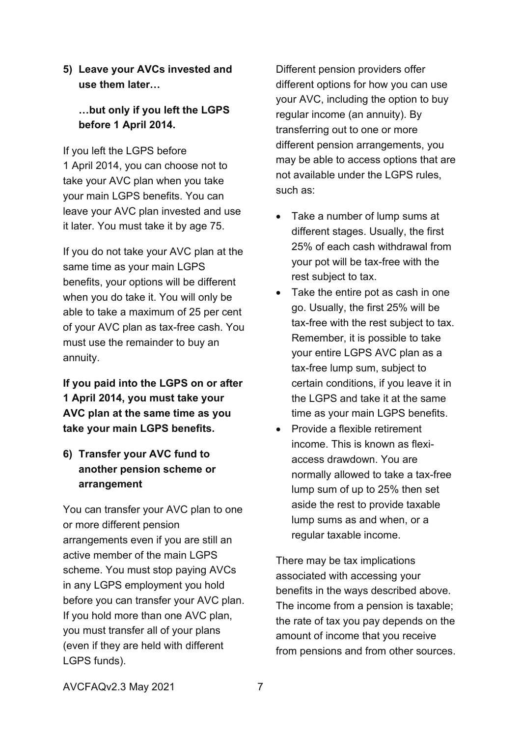**5) Leave your AVCs invested and use them later…**

**…but only if you left the LGPS before 1 April 2014.**

If you left the LGPS before 1 April 2014, you can choose not to take your AVC plan when you take your main LGPS benefits. You can leave your AVC plan invested and use it later. You must take it by age 75.

If you do not take your AVC plan at the same time as your main LGPS benefits, your options will be different when you do take it. You will only be able to take a maximum of 25 per cent of your AVC plan as tax-free cash. You must use the remainder to buy an annuity.

**If you paid into the LGPS on or after 1 April 2014, you must take your AVC plan at the same time as you take your main LGPS benefits.**

**6) Transfer your AVC fund to another pension scheme or arrangement**

You can transfer your AVC plan to one or more different pension arrangements even if you are still an active member of the main LGPS scheme. You must stop paying AVCs in any LGPS employment you hold before you can transfer your AVC plan. If you hold more than one AVC plan, you must transfer all of your plans (even if they are held with different LGPS funds).

Different pension providers offer different options for how you can use your AVC, including the option to buy regular income (an annuity). By transferring out to one or more different pension arrangements, you may be able to access options that are not available under the LGPS rules, such as:

- Take a number of lump sums at different stages. Usually, the first 25% of each cash withdrawal from your pot will be tax-free with the rest subject to tax.
- Take the entire pot as cash in one go. Usually, the first 25% will be tax-free with the rest subject to tax. Remember, it is possible to take your entire LGPS AVC plan as a tax-free lump sum, subject to certain conditions, if you leave it in the LGPS and take it at the same time as your main LGPS benefits.
- Provide a flexible retirement income. This is known as flexi-access drawdown. You are normally allowed to take a tax-free lump sum of up to 25% then set aside the rest to provide taxable lump sums as and when, or a regular taxable income.

There may be tax implications associated with accessing your benefits in the ways described above. The income from a pension is taxable; the rate of tax you pay depends on the amount of income that you receive from pensions and from other sources.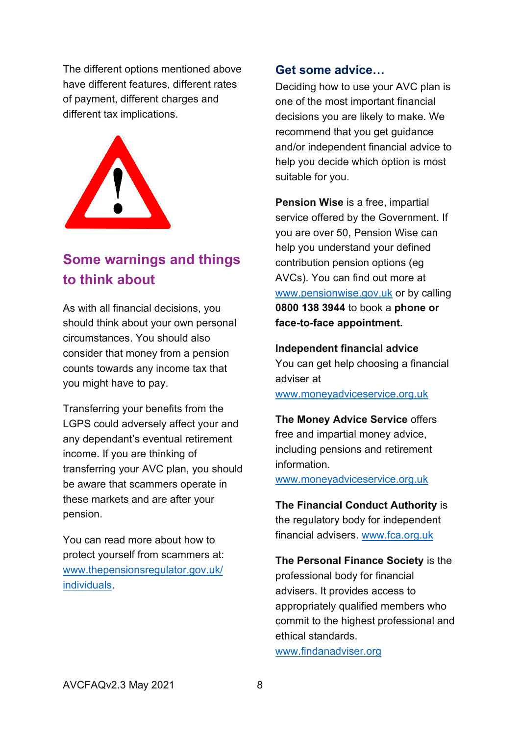The different options mentioned above have different features, different rates of payment, different charges and different tax implications.

## Some warnings and things to think about

As with all financial decisions, you should think about your own personal circumstances. You should also consider that money from a pension counts towards any income tax that you might have to pay.

Transferring your benefits from the LGPS could adversely affect your and any dependant's eventual retirement income. If you are thinking of transferring your AVC plan, you should be aware that scammers operate in these markets and are after your pension.

You can read more about how to protect yourself from scammers at: www.thepensionsregulator.gov.uk/individuals.

### Get some advice…

Deciding how to use your AVC plan is one of the most important financial decisions you are likely to make. We recommend that you get guidance and/or independent financial advice to help you decide which option is most suitable for you.

**Pension Wise** is a free, impartial service offered by the Government. If you are over 50, Pension Wise can help you understand your defined contribution pension options (eg AVCs). You can find out more at www.pensionwise.gov.uk or by calling **0800 138 3944** to book a **phone or face-to-face appointment.**

**Independent financial advice**
You can get help choosing a financial adviser at www.moneyadviceservice.org.uk

**The Money Advice Service** offers free and impartial money advice, including pensions and retirement information.
www.moneyadviceservice.org.uk

**The Financial Conduct Authority** is the regulatory body for independent financial advisers. www.fca.org.uk

**The Personal Finance Society** is the professional body for financial advisers. It provides access to appropriately qualified members who commit to the highest professional and ethical standards.
www.findanadviser.org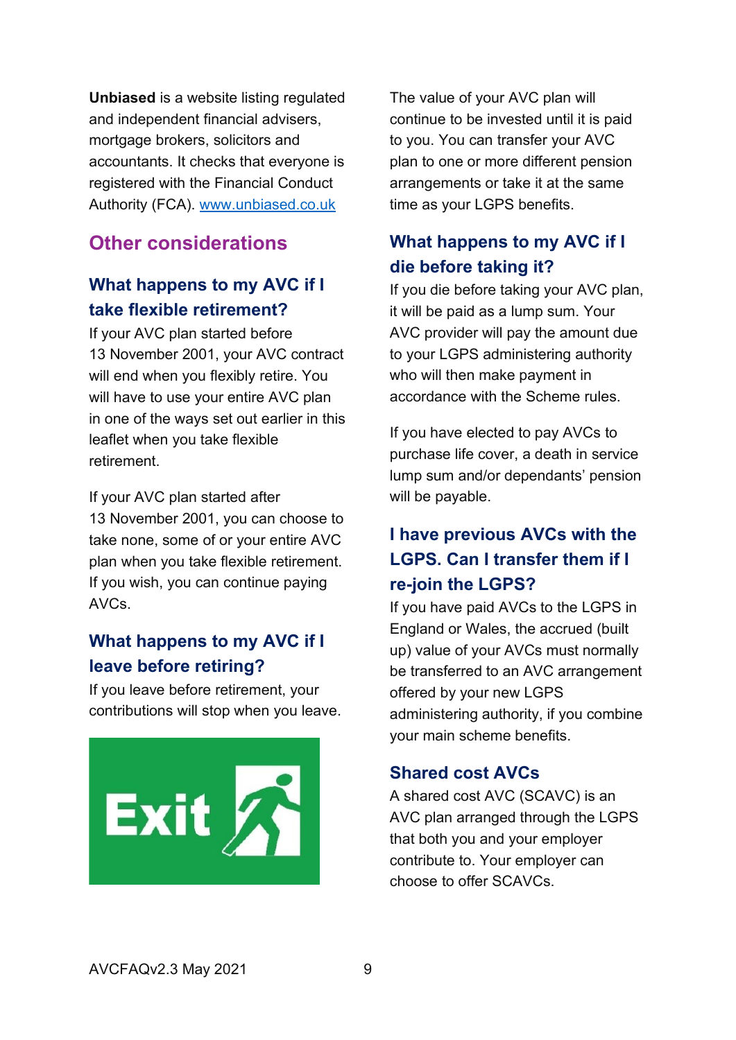**Unbiased** is a website listing regulated and independent financial advisers, mortgage brokers, solicitors and accountants. It checks that everyone is registered with the Financial Conduct Authority (FCA). [www.unbiased.co.uk](http://www.unbiased.co.uk)

## Other considerations

### What happens to my AVC if I take flexible retirement?

If your AVC plan started before 13 November 2001, your AVC contract will end when you flexibly retire. You will have to use your entire AVC plan in one of the ways set out earlier in this leaflet when you take flexible retirement.

If your AVC plan started after 13 November 2001, you can choose to take none, some of or your entire AVC plan when you take flexible retirement. If you wish, you can continue paying AVCs.

### What happens to my AVC if I leave before retiring?

If you leave before retirement, your contributions will stop when you leave.

The value of your AVC plan will continue to be invested until it is paid to you. You can transfer your AVC plan to one or more different pension arrangements or take it at the same time as your LGPS benefits.

### What happens to my AVC if I die before taking it?

If you die before taking your AVC plan, it will be paid as a lump sum. Your AVC provider will pay the amount due to your LGPS administering authority who will then make payment in accordance with the Scheme rules.

If you have elected to pay AVCs to purchase life cover, a death in service lump sum and/or dependants' pension will be payable.

### I have previous AVCs with the LGPS. Can I transfer them if I re-join the LGPS?

If you have paid AVCs to the LGPS in England or Wales, the accrued (built up) value of your AVCs must normally be transferred to an AVC arrangement offered by your new LGPS administering authority, if you combine your main scheme benefits.

### Shared cost AVCs

A shared cost AVC (SCAVC) is an AVC plan arranged through the LGPS that both you and your employer contribute to. Your employer can choose to offer SCAVCs.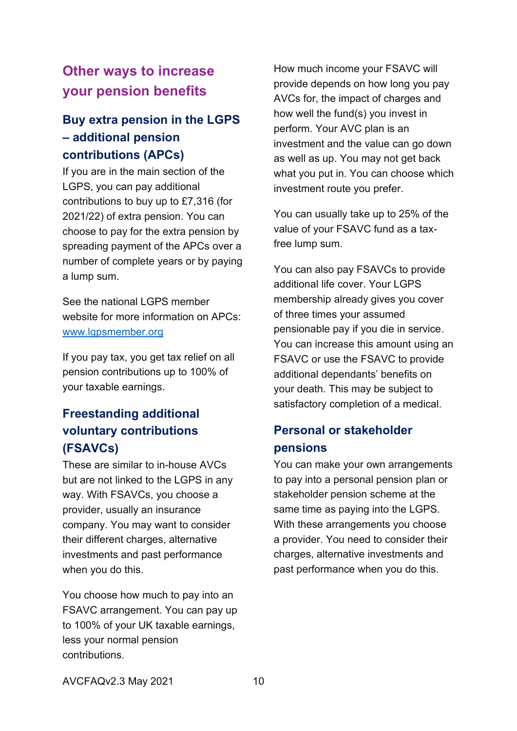## Other ways to increase your pension benefits

### Buy extra pension in the LGPS – additional pension contributions (APCs)

If you are in the main section of the LGPS, you can pay additional contributions to buy up to £7,316 (for 2021/22) of extra pension. You can choose to pay for the extra pension by spreading payment of the APCs over a number of complete years or by paying a lump sum.

See the national LGPS member website for more information on APCs: [www.lgpsmember.org](http://www.lgpsmember.org)

If you pay tax, you get tax relief on all pension contributions up to 100% of your taxable earnings.

### Freestanding additional voluntary contributions (FSAVCs)

These are similar to in-house AVCs but are not linked to the LGPS in any way. With FSAVCs, you choose a provider, usually an insurance company. You may want to consider their different charges, alternative investments and past performance when you do this.

You choose how much to pay into an FSAVC arrangement. You can pay up to 100% of your UK taxable earnings, less your normal pension contributions.

How much income your FSAVC will provide depends on how long you pay AVCs for, the impact of charges and how well the fund(s) you invest in perform. Your AVC plan is an investment and the value can go down as well as up. You may not get back what you put in. You can choose which investment route you prefer.

You can usually take up to 25% of the value of your FSAVC fund as a tax-free lump sum.

You can also pay FSAVCs to provide additional life cover. Your LGPS membership already gives you cover of three times your assumed pensionable pay if you die in service. You can increase this amount using an FSAVC or use the FSAVC to provide additional dependants' benefits on your death. This may be subject to satisfactory completion of a medical.

### Personal or stakeholder pensions

You can make your own arrangements to pay into a personal pension plan or stakeholder pension scheme at the same time as paying into the LGPS. With these arrangements you choose a provider. You need to consider their charges, alternative investments and past performance when you do this.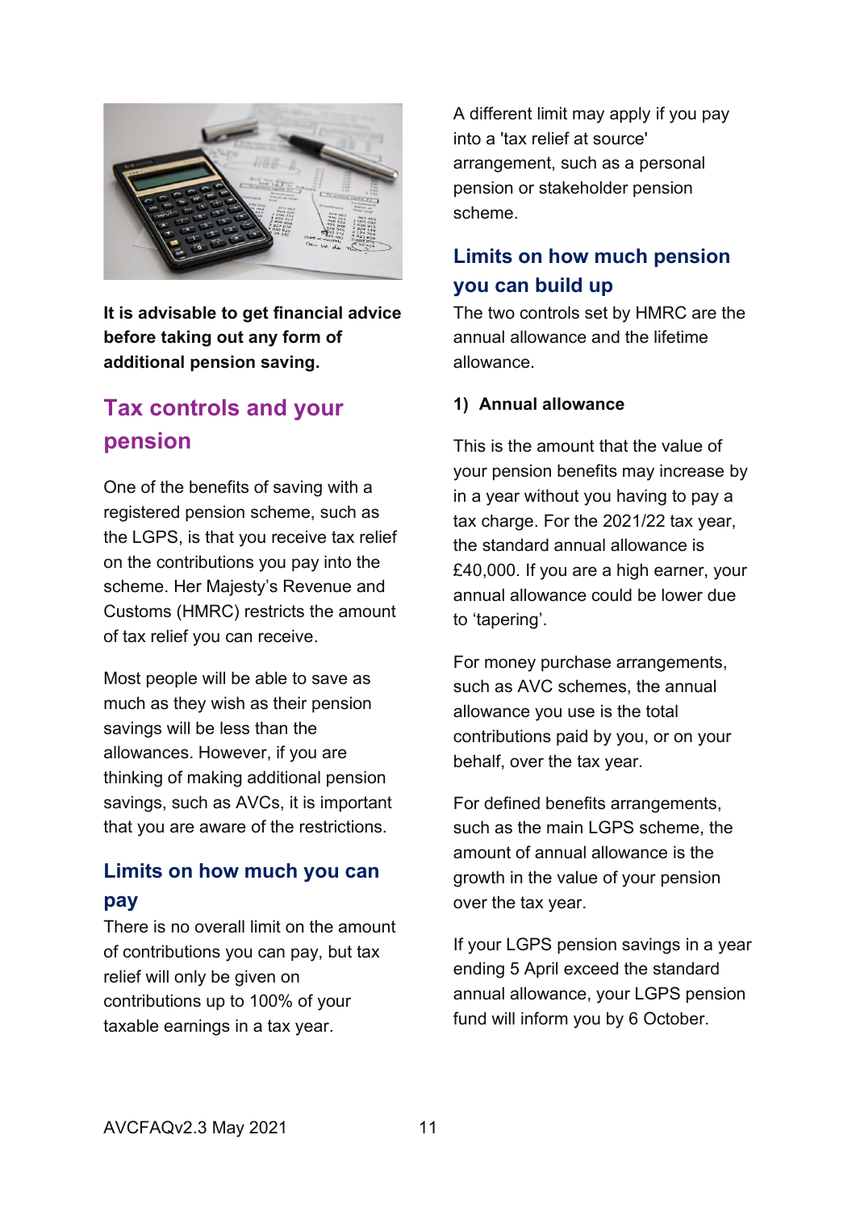**It is advisable to get financial advice before taking out any form of additional pension saving.**

## Tax controls and your pension

One of the benefits of saving with a registered pension scheme, such as the LGPS, is that you receive tax relief on the contributions you pay into the scheme. Her Majesty's Revenue and Customs (HMRC) restricts the amount of tax relief you can receive.

Most people will be able to save as much as they wish as their pension savings will be less than the allowances. However, if you are thinking of making additional pension savings, such as AVCs, it is important that you are aware of the restrictions.

### Limits on how much you can pay

There is no overall limit on the amount of contributions you can pay, but tax relief will only be given on contributions up to 100% of your taxable earnings in a tax year.

A different limit may apply if you pay into a 'tax relief at source' arrangement, such as a personal pension or stakeholder pension scheme.

### Limits on how much pension you can build up

The two controls set by HMRC are the annual allowance and the lifetime allowance.

#### 1) Annual allowance

This is the amount that the value of your pension benefits may increase by in a year without you having to pay a tax charge. For the 2021/22 tax year, the standard annual allowance is £40,000. If you are a high earner, your annual allowance could be lower due to 'tapering'.

For money purchase arrangements, such as AVC schemes, the annual allowance you use is the total contributions paid by you, or on your behalf, over the tax year.

For defined benefits arrangements, such as the main LGPS scheme, the amount of annual allowance is the growth in the value of your pension over the tax year.

If your LGPS pension savings in a year ending 5 April exceed the standard annual allowance, your LGPS pension fund will inform you by 6 October.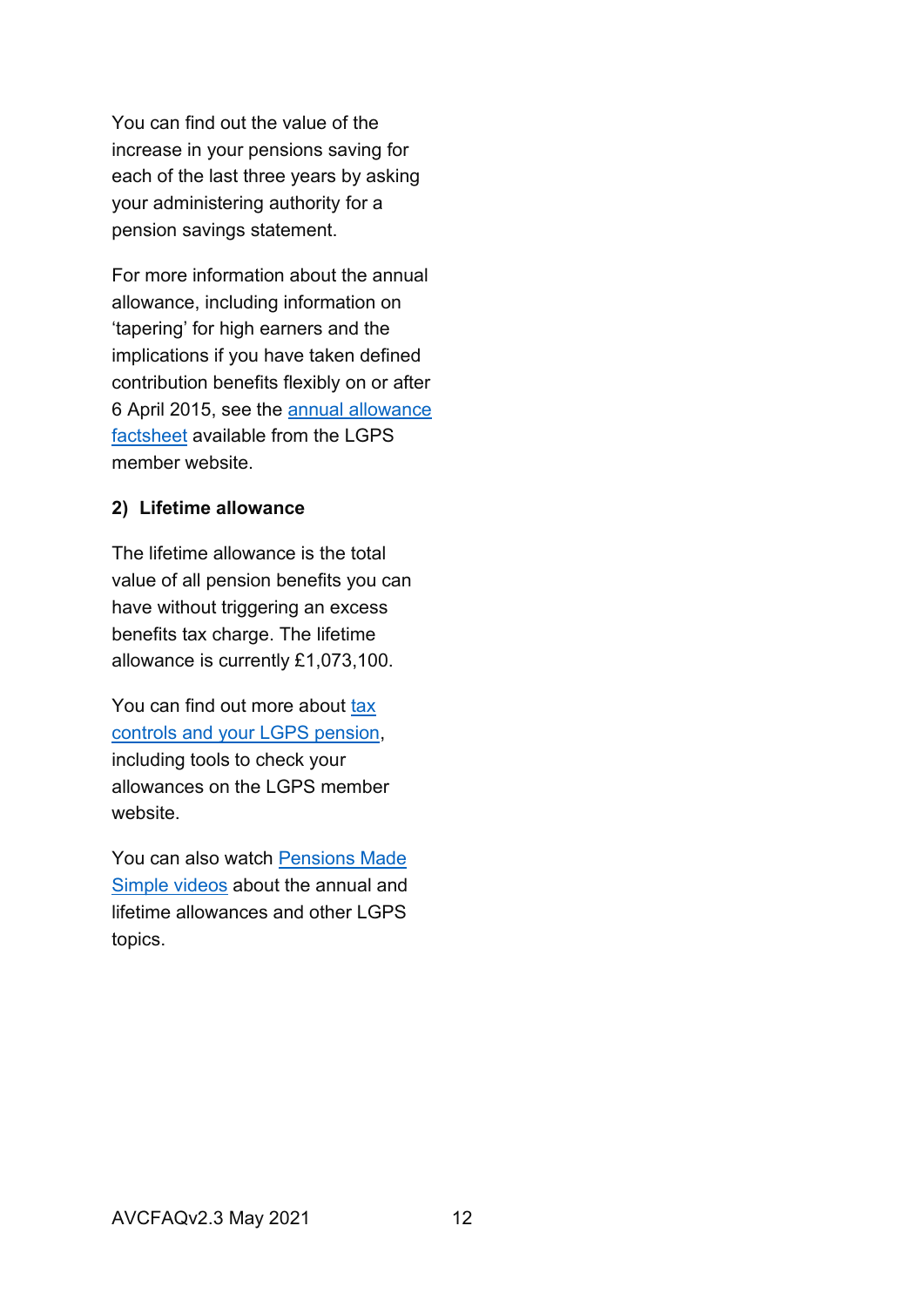You can find out the value of the increase in your pensions saving for each of the last three years by asking your administering authority for a pension savings statement.

For more information about the annual allowance, including information on 'tapering' for high earners and the implications if you have taken defined contribution benefits flexibly on or after 6 April 2015, see the annual allowance factsheet available from the LGPS member website.

**2) Lifetime allowance**

The lifetime allowance is the total value of all pension benefits you can have without triggering an excess benefits tax charge. The lifetime allowance is currently £1,073,100.

You can find out more about tax controls and your LGPS pension, including tools to check your allowances on the LGPS member website.

You can also watch Pensions Made Simple videos about the annual and lifetime allowances and other LGPS topics.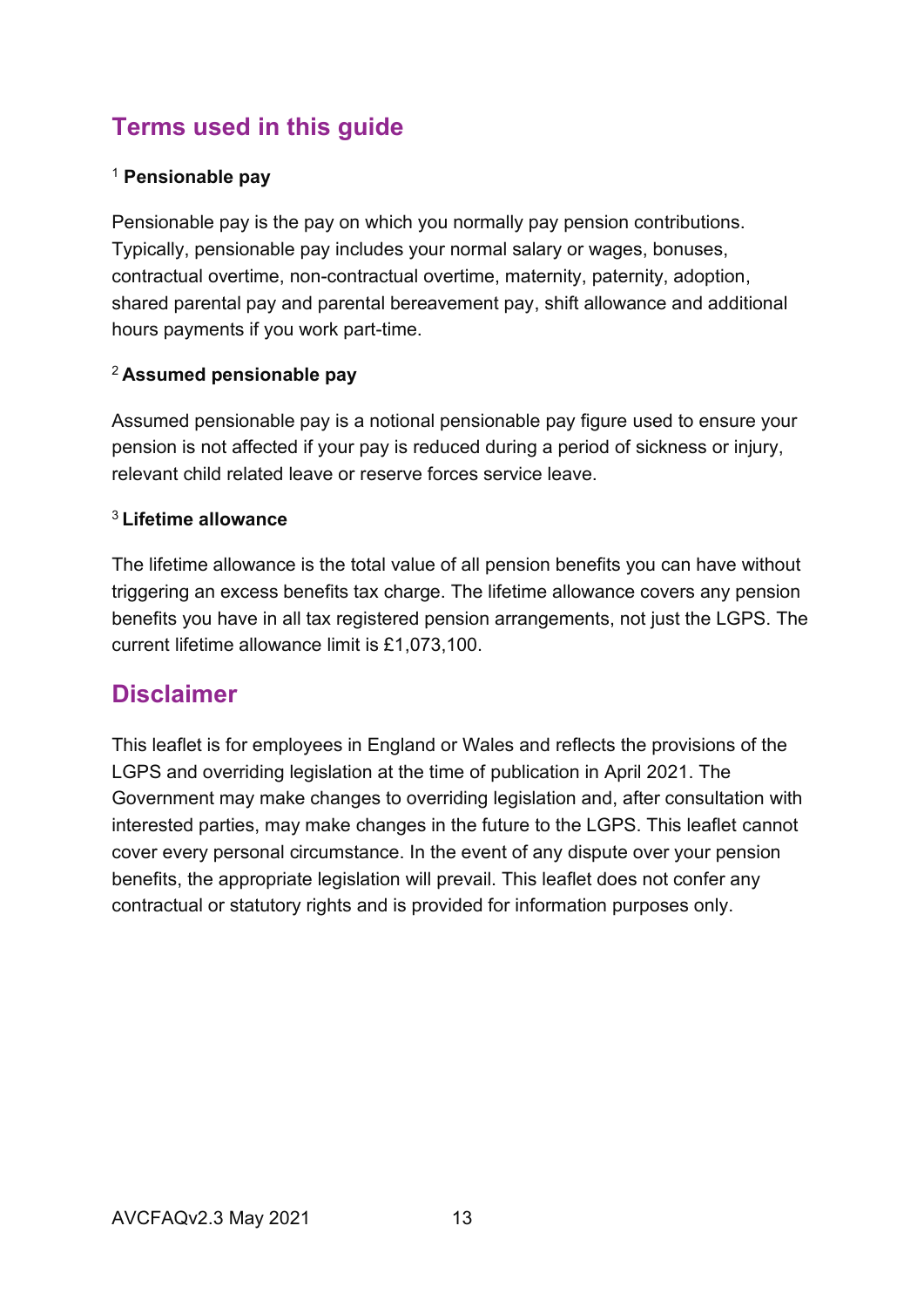## Terms used in this guide

[1] **Pensionable pay**

Pensionable pay is the pay on which you normally pay pension contributions. Typically, pensionable pay includes your normal salary or wages, bonuses, contractual overtime, non-contractual overtime, maternity, paternity, adoption, shared parental pay and parental bereavement pay, shift allowance and additional hours payments if you work part-time.

[2] **Assumed pensionable pay**

Assumed pensionable pay is a notional pensionable pay figure used to ensure your pension is not affected if your pay is reduced during a period of sickness or injury, relevant child related leave or reserve forces service leave.

[3] **Lifetime allowance**

The lifetime allowance is the total value of all pension benefits you can have without triggering an excess benefits tax charge. The lifetime allowance covers any pension benefits you have in all tax registered pension arrangements, not just the LGPS. The current lifetime allowance limit is £1,073,100.

## Disclaimer

This leaflet is for employees in England or Wales and reflects the provisions of the LGPS and overriding legislation at the time of publication in April 2021. The Government may make changes to overriding legislation and, after consultation with interested parties, may make changes in the future to the LGPS. This leaflet cannot cover every personal circumstance. In the event of any dispute over your pension benefits, the appropriate legislation will prevail. This leaflet does not confer any contractual or statutory rights and is provided for information purposes only.

AVCFAQv2.3 May 2021